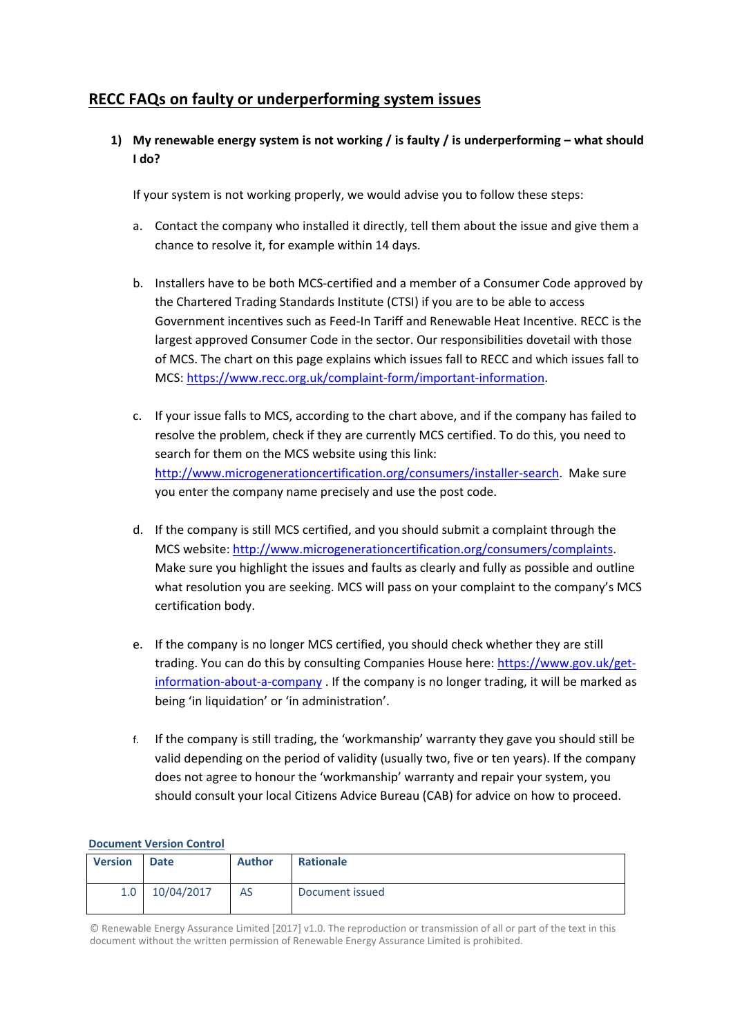# RECC FAQs on faulty or underperforming system issues

1) **My renewable energy system is not working / is faulty / is underperforming – what should I do?**

   If your system is not working properly, we would advise you to follow these steps:

   a. Contact the company who installed it directly, tell them about the issue and give them a chance to resolve it, for example within 14 days.

   b. Installers have to be both MCS-certified and a member of a Consumer Code approved by the Chartered Trading Standards Institute (CTSI) if you are to be able to access Government incentives such as Feed-In Tariff and Renewable Heat Incentive. RECC is the largest approved Consumer Code in the sector. Our responsibilities dovetail with those of MCS. The chart on this page explains which issues fall to RECC and which issues fall to MCS: https://www.recc.org.uk/complaint-form/important-information.

   c. If your issue falls to MCS, according to the chart above, and if the company has failed to resolve the problem, check if they are currently MCS certified. To do this, you need to search for them on the MCS website using this link: http://www.microgenerationcertification.org/consumers/installer-search. Make sure you enter the company name precisely and use the post code.

   d. If the company is still MCS certified, and you should submit a complaint through the MCS website: http://www.microgenerationcertification.org/consumers/complaints. Make sure you highlight the issues and faults as clearly and fully as possible and outline what resolution you are seeking. MCS will pass on your complaint to the company's MCS certification body.

   e. If the company is no longer MCS certified, you should check whether they are still trading. You can do this by consulting Companies House here: https://www.gov.uk/get-information-about-a-company . If the company is no longer trading, it will be marked as being 'in liquidation' or 'in administration'.

   f. If the company is still trading, the 'workmanship' warranty they gave you should still be valid depending on the period of validity (usually two, five or ten years). If the company does not agree to honour the 'workmanship' warranty and repair your system, you should consult your local Citizens Advice Bureau (CAB) for advice on how to proceed.

**Document Version Control**

| Version | Date | Author | Rationale |
|---|---|---|---|
| 1.0 | 10/04/2017 | AS | Document issued |

© Renewable Energy Assurance Limited [2017] v1.0. The reproduction or transmission of all or part of the text in this document without the written permission of Renewable Energy Assurance Limited is prohibited.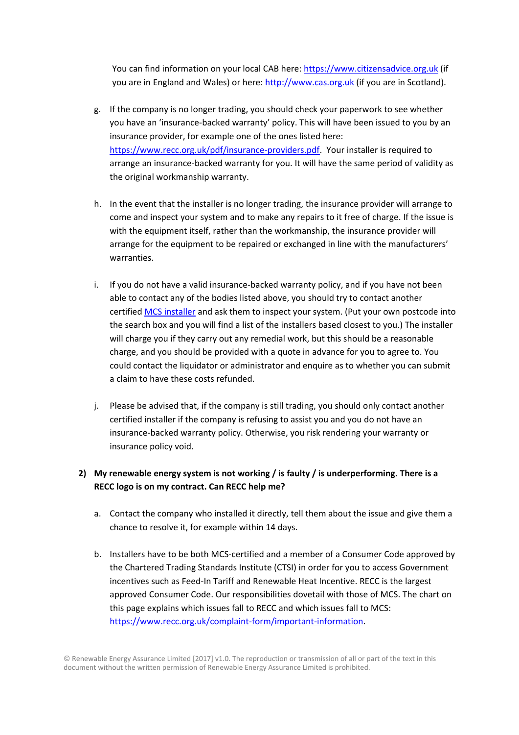You can find information on your local CAB here: [https://www.citizensadvice.org.uk](https://www.citizensadvice.org.uk) (if you are in England and Wales) or here: [http://www.cas.org.uk](http://www.cas.org.uk) (if you are in Scotland).

g. If the company is no longer trading, you should check your paperwork to see whether you have an 'insurance-backed warranty' policy. This will have been issued to you by an insurance provider, for example one of the ones listed here: [https://www.recc.org.uk/pdf/insurance-providers.pdf](https://www.recc.org.uk/pdf/insurance-providers.pdf). Your installer is required to arrange an insurance-backed warranty for you. It will have the same period of validity as the original workmanship warranty.

h. In the event that the installer is no longer trading, the insurance provider will arrange to come and inspect your system and to make any repairs to it free of charge. If the issue is with the equipment itself, rather than the workmanship, the insurance provider will arrange for the equipment to be repaired or exchanged in line with the manufacturers' warranties.

i. If you do not have a valid insurance-backed warranty policy, and if you have not been able to contact any of the bodies listed above, you should try to contact another certified MCS installer and ask them to inspect your system. (Put your own postcode into the search box and you will find a list of the installers based closest to you.) The installer will charge you if they carry out any remedial work, but this should be a reasonable charge, and you should be provided with a quote in advance for you to agree to. You could contact the liquidator or administrator and enquire as to whether you can submit a claim to have these costs refunded.

j. Please be advised that, if the company is still trading, you should only contact another certified installer if the company is refusing to assist you and you do not have an insurance-backed warranty policy. Otherwise, you risk rendering your warranty or insurance policy void.

**2) My renewable energy system is not working / is faulty / is underperforming. There is a RECC logo is on my contract. Can RECC help me?**

a. Contact the company who installed it directly, tell them about the issue and give them a chance to resolve it, for example within 14 days.

b. Installers have to be both MCS-certified and a member of a Consumer Code approved by the Chartered Trading Standards Institute (CTSI) in order for you to access Government incentives such as Feed-In Tariff and Renewable Heat Incentive. RECC is the largest approved Consumer Code. Our responsibilities dovetail with those of MCS. The chart on this page explains which issues fall to RECC and which issues fall to MCS: [https://www.recc.org.uk/complaint-form/important-information](https://www.recc.org.uk/complaint-form/important-information).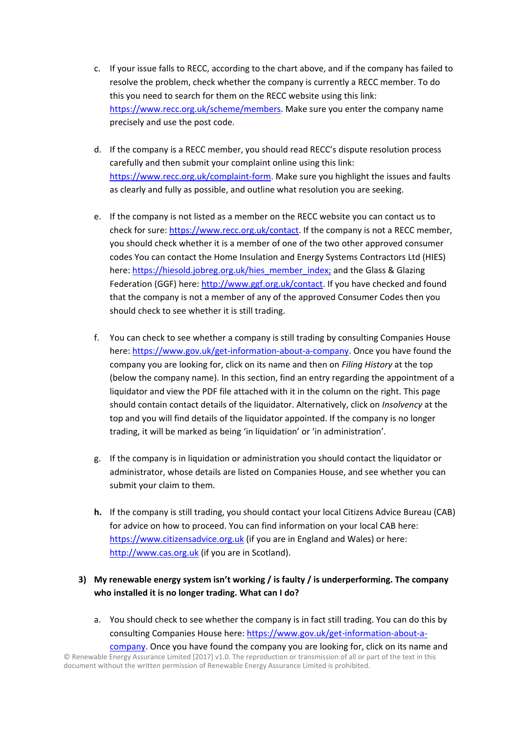c. If your issue falls to RECC, according to the chart above, and if the company has failed to resolve the problem, check whether the company is currently a RECC member. To do this you need to search for them on the RECC website using this link: [https://www.recc.org.uk/scheme/members](https://www.recc.org.uk/scheme/members). Make sure you enter the company name precisely and use the post code.

d. If the company is a RECC member, you should read RECC's dispute resolution process carefully and then submit your complaint online using this link: [https://www.recc.org.uk/complaint-form](https://www.recc.org.uk/complaint-form). Make sure you highlight the issues and faults as clearly and fully as possible, and outline what resolution you are seeking.

e. If the company is not listed as a member on the RECC website you can contact us to check for sure: [https://www.recc.org.uk/contact](https://www.recc.org.uk/contact). If the company is not a RECC member, you should check whether it is a member of one of the two other approved consumer codes You can contact the Home Insulation and Energy Systems Contractors Ltd (HIES) here: [https://hiesold.jobreg.org.uk/hies_member_index;](https://hiesold.jobreg.org.uk/hies_member_index) and the Glass & Glazing Federation (GGF) here: [http://www.ggf.org.uk/contact](http://www.ggf.org.uk/contact). If you have checked and found that the company is not a member of any of the approved Consumer Codes then you should check to see whether it is still trading.

f. You can check to see whether a company is still trading by consulting Companies House here: [https://www.gov.uk/get-information-about-a-company](https://www.gov.uk/get-information-about-a-company). Once you have found the company you are looking for, click on its name and then on *Filing History* at the top (below the company name). In this section, find an entry regarding the appointment of a liquidator and view the PDF file attached with it in the column on the right. This page should contain contact details of the liquidator. Alternatively, click on *Insolvency* at the top and you will find details of the liquidator appointed. If the company is no longer trading, it will be marked as being 'in liquidation' or 'in administration'.

g. If the company is in liquidation or administration you should contact the liquidator or administrator, whose details are listed on Companies House, and see whether you can submit your claim to them.

**h.** If the company is still trading, you should contact your local Citizens Advice Bureau (CAB) for advice on how to proceed. You can find information on your local CAB here: [https://www.citizensadvice.org.uk](https://www.citizensadvice.org.uk) (if you are in England and Wales) or here: [http://www.cas.org.uk](http://www.cas.org.uk) (if you are in Scotland).

### 3) My renewable energy system isn't working / is faulty / is underperforming. The company who installed it is no longer trading. What can I do?

a. You should check to see whether the company is in fact still trading. You can do this by consulting Companies House here: [https://www.gov.uk/get-information-about-a-company](https://www.gov.uk/get-information-about-a-company). Once you have found the company you are looking for, click on its name and

© Renewable Energy Assurance Limited [2017] v1.0. The reproduction or transmission of all or part of the text in this document without the written permission of Renewable Energy Assurance Limited is prohibited.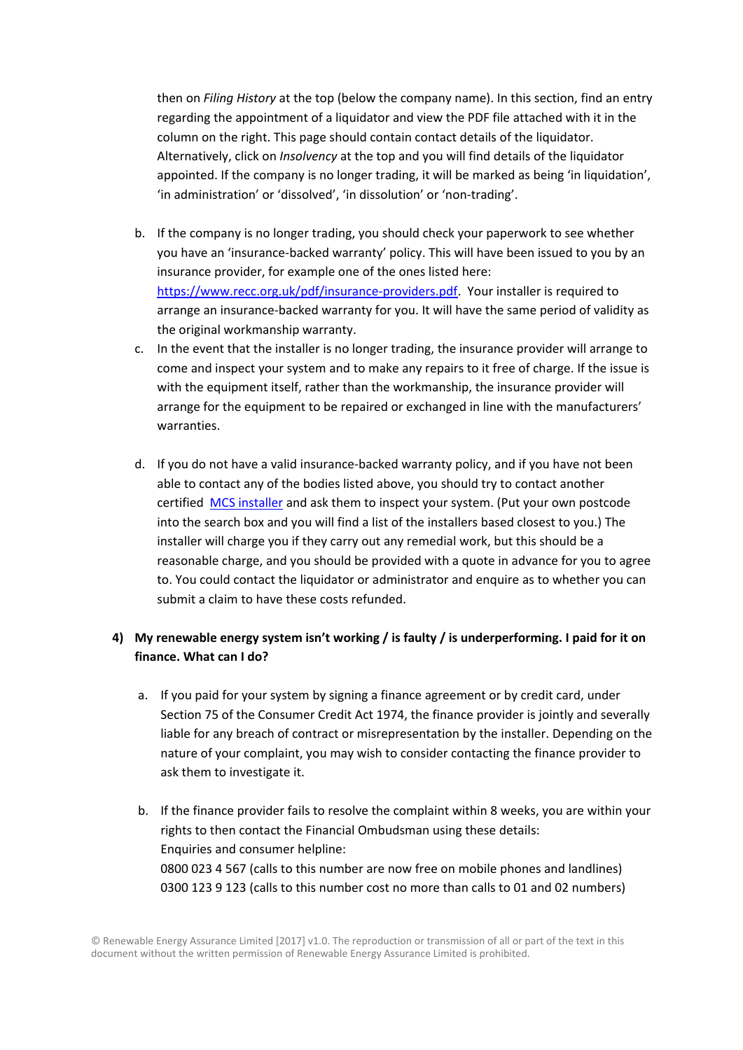then on *Filing History* at the top (below the company name). In this section, find an entry regarding the appointment of a liquidator and view the PDF file attached with it in the column on the right. This page should contain contact details of the liquidator. Alternatively, click on *Insolvency* at the top and you will find details of the liquidator appointed. If the company is no longer trading, it will be marked as being 'in liquidation', 'in administration' or 'dissolved', 'in dissolution' or 'non-trading'.

b. If the company is no longer trading, you should check your paperwork to see whether you have an 'insurance-backed warranty' policy. This will have been issued to you by an insurance provider, for example one of the ones listed here: [https://www.recc.org.uk/pdf/insurance-providers.pdf](https://www.recc.org.uk/pdf/insurance-providers.pdf). Your installer is required to arrange an insurance-backed warranty for you. It will have the same period of validity as the original workmanship warranty.

c. In the event that the installer is no longer trading, the insurance provider will arrange to come and inspect your system and to make any repairs to it free of charge. If the issue is with the equipment itself, rather than the workmanship, the insurance provider will arrange for the equipment to be repaired or exchanged in line with the manufacturers' warranties.

d. If you do not have a valid insurance-backed warranty policy, and if you have not been able to contact any of the bodies listed above, you should try to contact another certified [MCS installer]() and ask them to inspect your system. (Put your own postcode into the search box and you will find a list of the installers based closest to you.) The installer will charge you if they carry out any remedial work, but this should be a reasonable charge, and you should be provided with a quote in advance for you to agree to. You could contact the liquidator or administrator and enquire as to whether you can submit a claim to have these costs refunded.

## 4) My renewable energy system isn't working / is faulty / is underperforming. I paid for it on finance. What can I do?

a. If you paid for your system by signing a finance agreement or by credit card, under Section 75 of the Consumer Credit Act 1974, the finance provider is jointly and severally liable for any breach of contract or misrepresentation by the installer. Depending on the nature of your complaint, you may wish to consider contacting the finance provider to ask them to investigate it.

b. If the finance provider fails to resolve the complaint within 8 weeks, you are within your rights to then contact the Financial Ombudsman using these details:
Enquiries and consumer helpline:
0800 023 4 567 (calls to this number are now free on mobile phones and landlines)
0300 123 9 123 (calls to this number cost no more than calls to 01 and 02 numbers)

© Renewable Energy Assurance Limited [2017] v1.0. The reproduction or transmission of all or part of the text in this document without the written permission of Renewable Energy Assurance Limited is prohibited.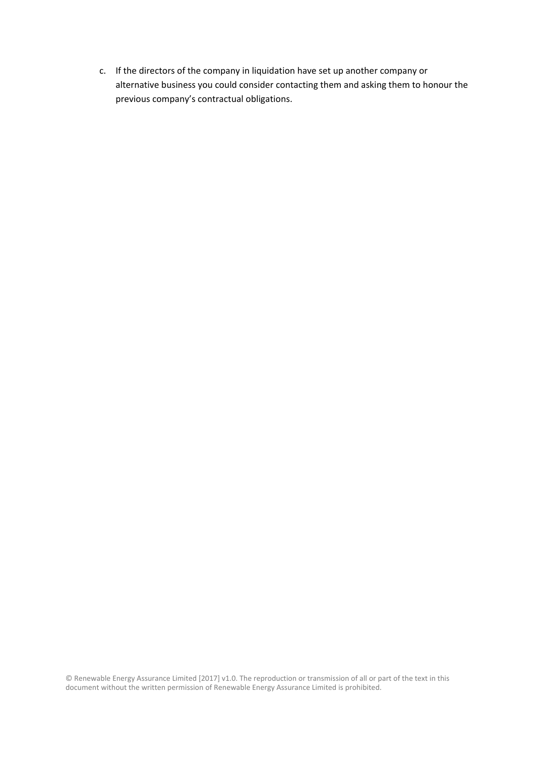c. If the directors of the company in liquidation have set up another company or alternative business you could consider contacting them and asking them to honour the previous company's contractual obligations.

© Renewable Energy Assurance Limited [2017] v1.0. The reproduction or transmission of all or part of the text in this document without the written permission of Renewable Energy Assurance Limited is prohibited.